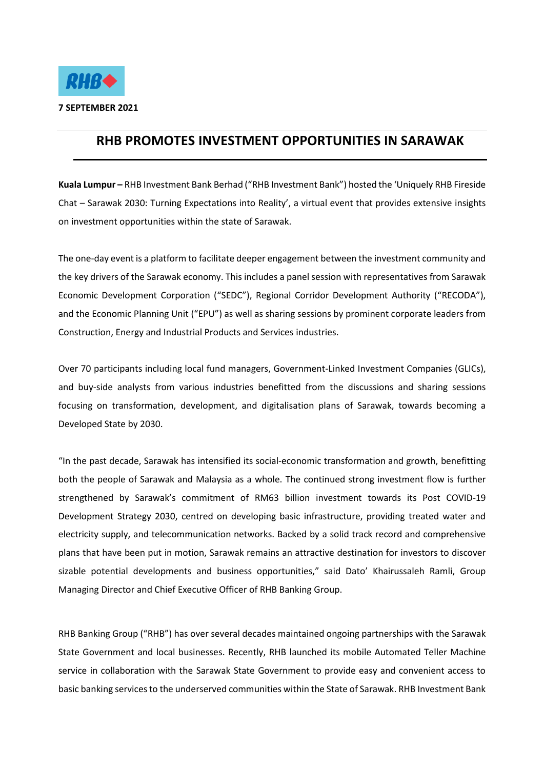**7 SEPTEMBER 2021**

# RHB PROMOTES INVESTMENT OPPORTUNITIES IN SARAWAK

**Kuala Lumpur –** RHB Investment Bank Berhad ("RHB Investment Bank") hosted the 'Uniquely RHB Fireside Chat – Sarawak 2030: Turning Expectations into Reality', a virtual event that provides extensive insights on investment opportunities within the state of Sarawak.

The one-day event is a platform to facilitate deeper engagement between the investment community and the key drivers of the Sarawak economy. This includes a panel session with representatives from Sarawak Economic Development Corporation ("SEDC"), Regional Corridor Development Authority ("RECODA"), and the Economic Planning Unit ("EPU") as well as sharing sessions by prominent corporate leaders from Construction, Energy and Industrial Products and Services industries.

Over 70 participants including local fund managers, Government-Linked Investment Companies (GLICs), and buy-side analysts from various industries benefitted from the discussions and sharing sessions focusing on transformation, development, and digitalisation plans of Sarawak, towards becoming a Developed State by 2030.

"In the past decade, Sarawak has intensified its social-economic transformation and growth, benefitting both the people of Sarawak and Malaysia as a whole. The continued strong investment flow is further strengthened by Sarawak's commitment of RM63 billion investment towards its Post COVID-19 Development Strategy 2030, centred on developing basic infrastructure, providing treated water and electricity supply, and telecommunication networks. Backed by a solid track record and comprehensive plans that have been put in motion, Sarawak remains an attractive destination for investors to discover sizable potential developments and business opportunities," said Dato' Khairussaleh Ramli, Group Managing Director and Chief Executive Officer of RHB Banking Group.

RHB Banking Group ("RHB") has over several decades maintained ongoing partnerships with the Sarawak State Government and local businesses. Recently, RHB launched its mobile Automated Teller Machine service in collaboration with the Sarawak State Government to provide easy and convenient access to basic banking services to the underserved communities within the State of Sarawak. RHB Investment Bank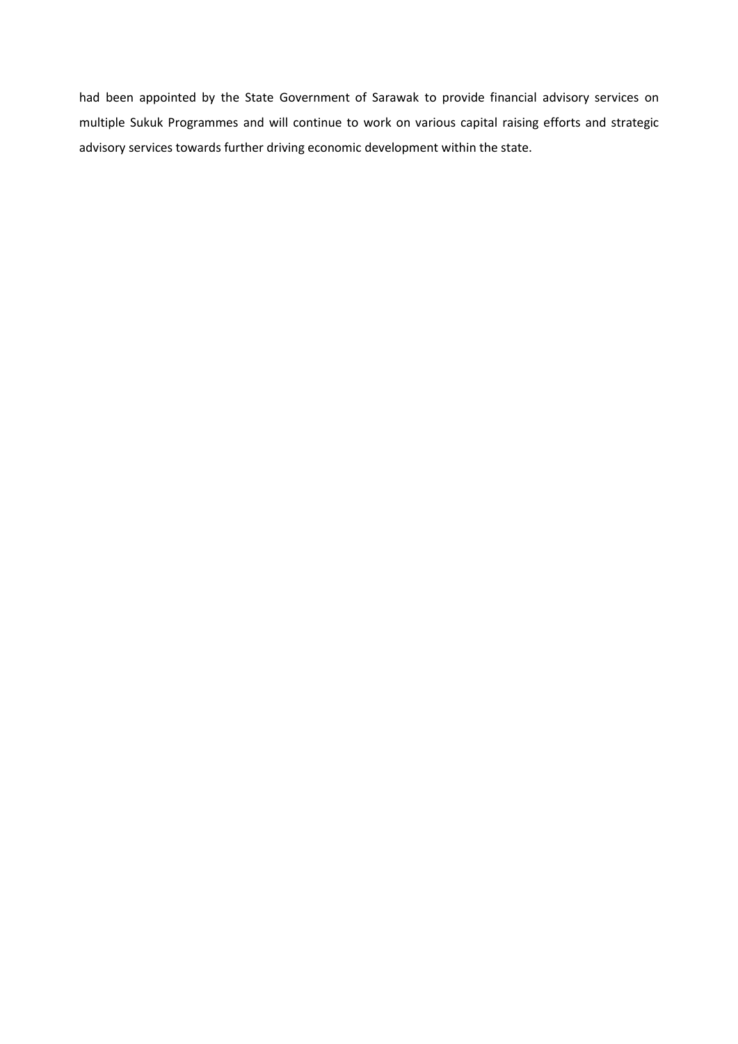had been appointed by the State Government of Sarawak to provide financial advisory services on multiple Sukuk Programmes and will continue to work on various capital raising efforts and strategic advisory services towards further driving economic development within the state.